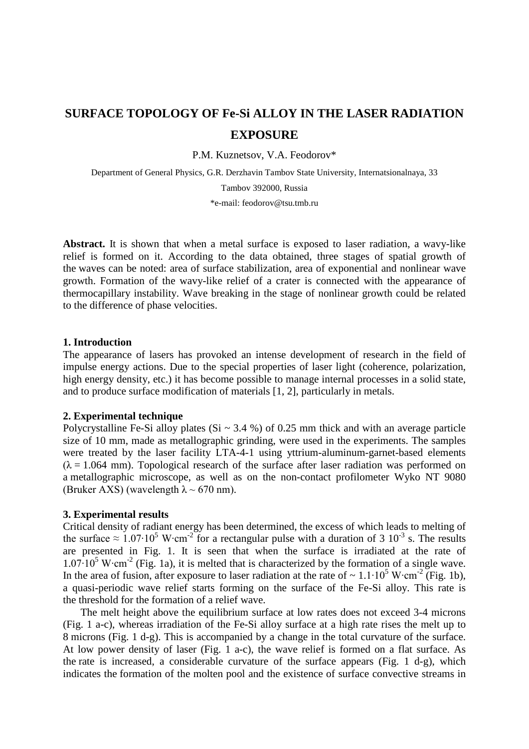# SURFACE TOPOLOGY OF Fe-Si ALLOY IN THE LASER RADIATION EXPOSURE

P.M. Kuznetsov, V.A. Feodorov*

Department of General Physics, G.R. Derzhavin Tambov State University, Internatsionalnaya, 33

Tambov 392000, Russia

*e-mail: feodorov@tsu.tmb.ru

**Abstract.** It is shown that when a metal surface is exposed to laser radiation, a wavy-like relief is formed on it. According to the data obtained, three stages of spatial growth of the waves can be noted: area of surface stabilization, area of exponential and nonlinear wave growth. Formation of the wavy-like relief of a crater is connected with the appearance of thermocapillary instability. Wave breaking in the stage of nonlinear growth could be related to the difference of phase velocities.

## 1. Introduction

The appearance of lasers has provoked an intense development of research in the field of impulse energy actions. Due to the special properties of laser light (coherence, polarization, high energy density, etc.) it has become possible to manage internal processes in a solid state, and to produce surface modification of materials [1, 2], particularly in metals.

## 2. Experimental technique

Polycrystalline Fe-Si alloy plates (Si ~ 3.4 %) of 0.25 mm thick and with an average particle size of 10 mm, made as metallographic grinding, were used in the experiments. The samples were treated by the laser facility LTA-4-1 using yttrium-aluminum-garnet-based elements ($\lambda = 1.064$ mm). Topological research of the surface after laser radiation was performed on a metallographic microscope, as well as on the non-contact profilometer Wyko NT 9080 (Bruker AXS) (wavelength $\lambda \sim 670$ nm).

## 3. Experimental results

Critical density of radiant energy has been determined, the excess of which leads to melting of the surface $\approx 1.07 \cdot 10^5$ W·cm$^{-2}$ for a rectangular pulse with a duration of 3 $10^{-3}$ s. The results are presented in Fig. 1. It is seen that when the surface is irradiated at the rate of $1.07 \cdot 10^5$ W·cm$^{-2}$ (Fig. 1a), it is melted that is characterized by the formation of a single wave. In the area of fusion, after exposure to laser radiation at the rate of $\sim 1.1 \cdot 10^5$ W·cm$^{-2}$ (Fig. 1b), a quasi-periodic wave relief starts forming on the surface of the Fe-Si alloy. This rate is the threshold for the formation of a relief wave.

The melt height above the equilibrium surface at low rates does not exceed 3-4 microns (Fig. 1 a-c), whereas irradiation of the Fe-Si alloy surface at a high rate rises the melt up to 8 microns (Fig. 1 d-g). This is accompanied by a change in the total curvature of the surface. At low power density of laser (Fig. 1 a-c), the wave relief is formed on a flat surface. As the rate is increased, a considerable curvature of the surface appears (Fig. 1 d-g), which indicates the formation of the molten pool and the existence of surface convective streams in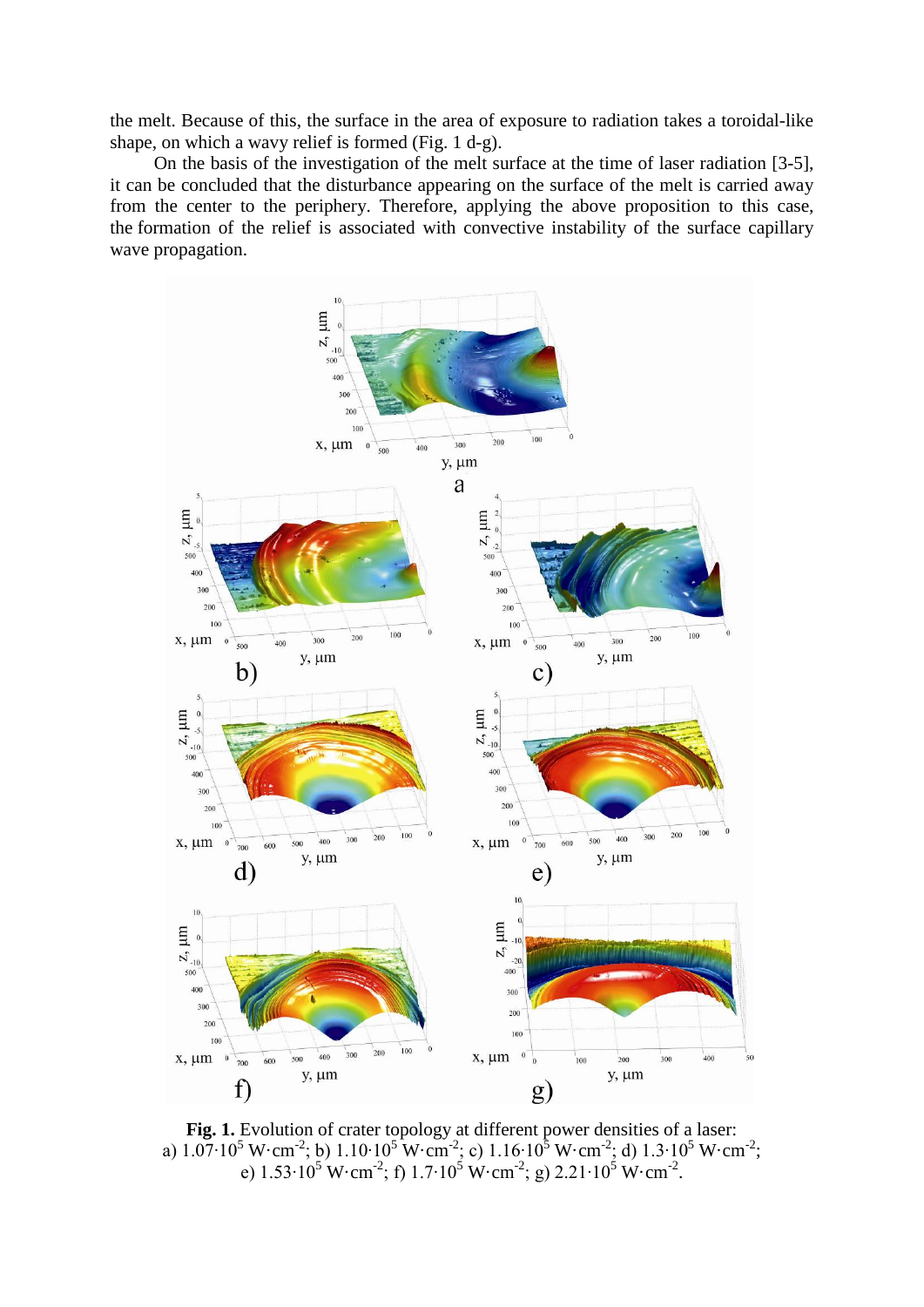the melt. Because of this, the surface in the area of exposure to radiation takes a toroidal-like shape, on which a wavy relief is formed (Fig. 1 d-g).

On the basis of the investigation of the melt surface at the time of laser radiation [3-5], it can be concluded that the disturbance appearing on the surface of the melt is carried away from the center to the periphery. Therefore, applying the above proposition to this case, the formation of the relief is associated with convective instability of the surface capillary wave propagation.

**Fig. 1.** Evolution of crater topology at different power densities of a laser: a) $1.07\cdot10^5$ W·cm$^{-2}$; b) $1.10\cdot10^5$ W·cm$^{-2}$; c) $1.16\cdot10^5$ W·cm$^{-2}$; d) $1.3\cdot10^5$ W·cm$^{-2}$; e) $1.53\cdot10^5$ W·cm$^{-2}$; f) $1.7\cdot10^5$ W·cm$^{-2}$; g) $2.21\cdot10^5$ W·cm$^{-2}$.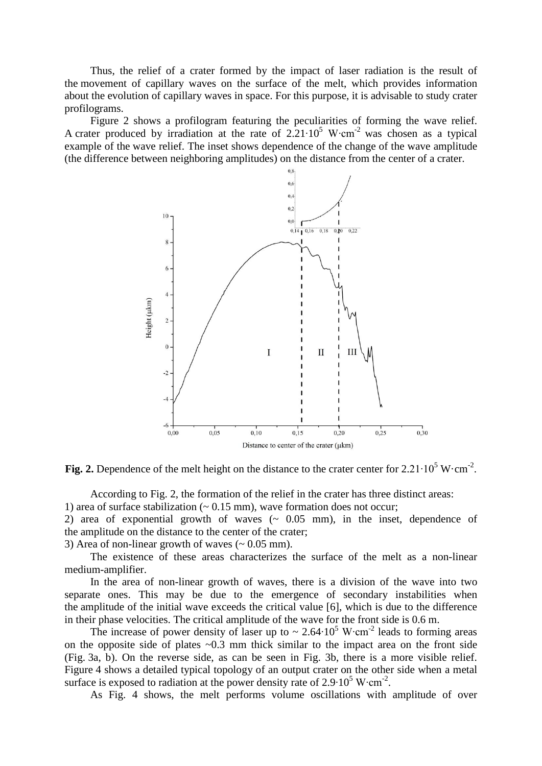Thus, the relief of a crater formed by the impact of laser radiation is the result of the movement of capillary waves on the surface of the melt, which provides information about the evolution of capillary waves in space. For this purpose, it is advisable to study crater profilograms.

Figure 2 shows a profilogram featuring the peculiarities of forming the wave relief. A crater produced by irradiation at the rate of $2.21 \cdot 10^5$ W·cm$^{-2}$ was chosen as a typical example of the wave relief. The inset shows dependence of the change of the wave amplitude (the difference between neighboring amplitudes) on the distance from the center of a crater.

Height (μkm)

Distance to center of the crater (μkm)

I

II

III

**Fig. 2.** Dependence of the melt height on the distance to the crater center for $2.21 \cdot 10^5$ W·cm$^{-2}$.

According to Fig. 2, the formation of the relief in the crater has three distinct areas:

1) area of surface stabilization (~ 0.15 mm), wave formation does not occur;
2) area of exponential growth of waves (~ 0.05 mm), in the inset, dependence of the amplitude on the distance to the center of the crater;
3) Area of non-linear growth of waves (~ 0.05 mm).

The existence of these areas characterizes the surface of the melt as a non-linear medium-amplifier.

In the area of non-linear growth of waves, there is a division of the wave into two separate ones. This may be due to the emergence of secondary instabilities when the amplitude of the initial wave exceeds the critical value [6], which is due to the difference in their phase velocities. The critical amplitude of the wave for the front side is 0.6 m.

The increase of power density of laser up to ~ $2.64 \cdot 10^5$ W·cm$^{-2}$ leads to forming areas on the opposite side of plates ~0.3 mm thick similar to the impact area on the front side (Fig. 3a, b). On the reverse side, as can be seen in Fig. 3b, there is a more visible relief. Figure 4 shows a detailed typical topology of an output crater on the other side when a metal surface is exposed to radiation at the power density rate of $2.9 \cdot 10^5$ W·cm$^{-2}$.

As Fig. 4 shows, the melt performs volume oscillations with amplitude of over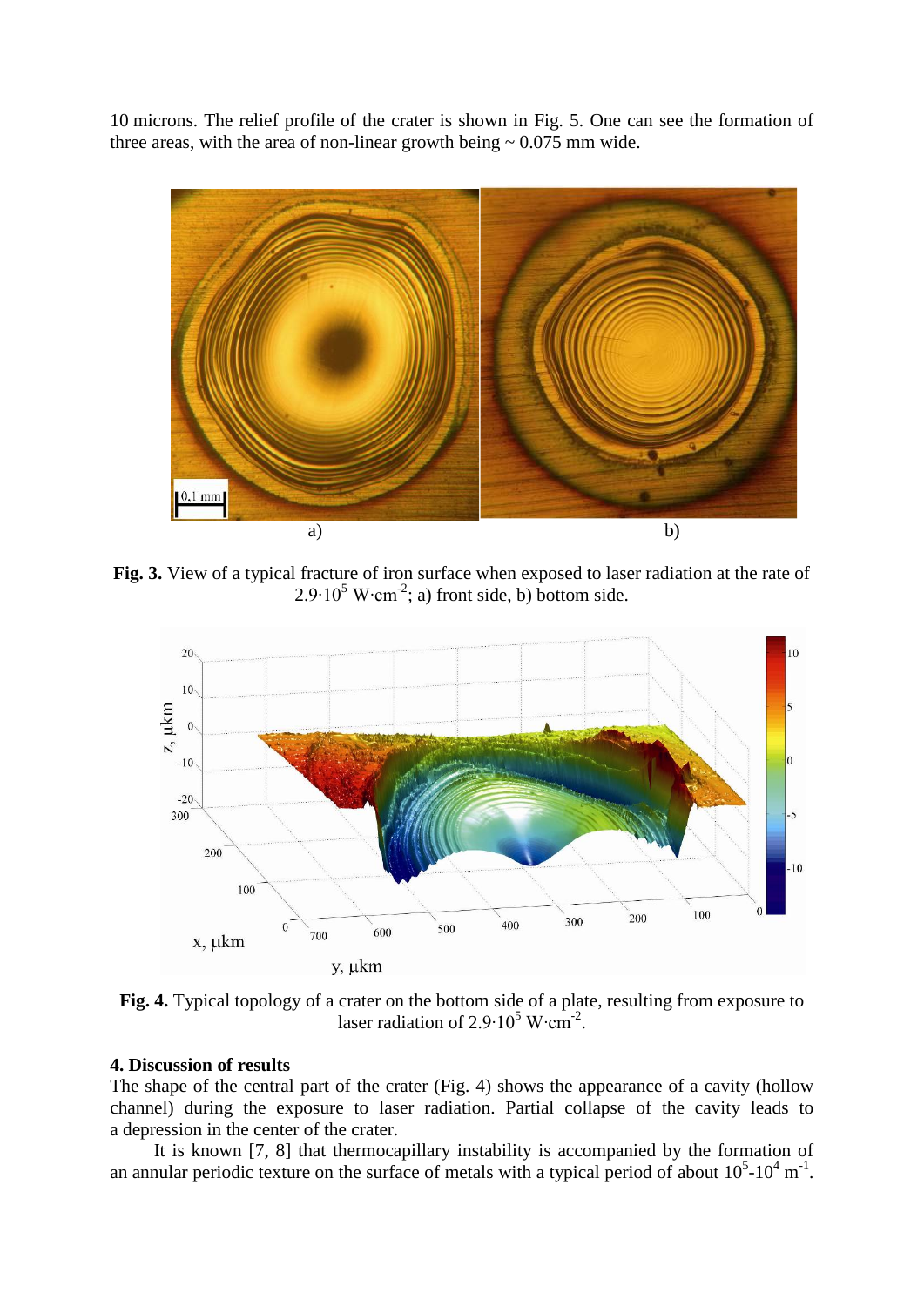10 microns. The relief profile of the crater is shown in Fig. 5. One can see the formation of three areas, with the area of non-linear growth being ~ 0.075 mm wide.

0,1 mm

a)

b)

**Fig. 3.** View of a typical fracture of iron surface when exposed to laser radiation at the rate of $2.9 \cdot 10^5$ W·cm$^{-2}$; a) front side, b) bottom side.

z, μkm

20
10
0
-10
-20
300
200
100
0

x, μkm

700
600
500
400
300
200
100
0

y, μkm

10
5
0
-5
-10

**Fig. 4.** Typical topology of a crater on the bottom side of a plate, resulting from exposure to laser radiation of $2.9 \cdot 10^5$ W·cm$^{-2}$.

### 4. Discussion of results

The shape of the central part of the crater (Fig. 4) shows the appearance of a cavity (hollow channel) during the exposure to laser radiation. Partial collapse of the cavity leads to a depression in the center of the crater.

It is known [7, 8] that thermocapillary instability is accompanied by the formation of an annular periodic texture on the surface of metals with a typical period of about $10^5$-$10^4$ m$^{-1}$.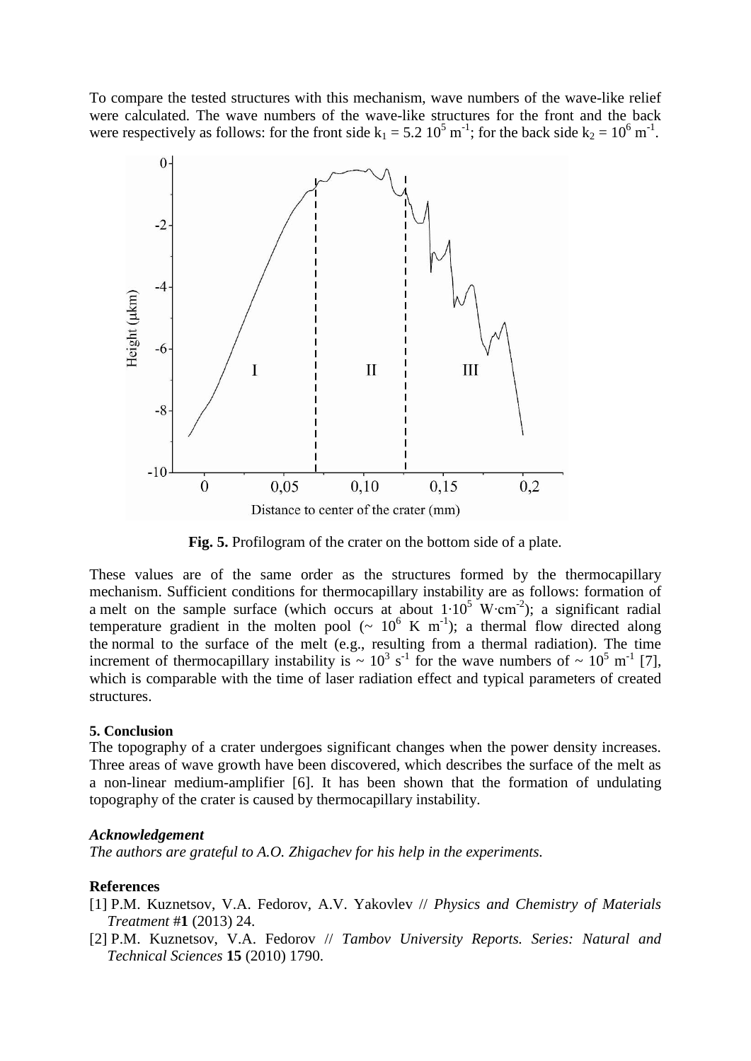To compare the tested structures with this mechanism, wave numbers of the wave-like relief were calculated. The wave numbers of the wave-like structures for the front and the back were respectively as follows: for the front side $k_1 = 5.2\ 10^5\ m^{-1}$; for the back side $k_2 = 10^6\ m^{-1}$.

Height (μkm)

0
-2
-4
-6
-8
-10

I
II
III

0
0,05
0,10
0,15
0,2

Distance to center of the crater (mm)

**Fig. 5.** Profilogram of the crater on the bottom side of a plate.

These values are of the same order as the structures formed by the thermocapillary mechanism. Sufficient conditions for thermocapillary instability are as follows: formation of a melt on the sample surface (which occurs at about $1{\cdot}10^5\ W{\cdot}cm^{-2}$); a significant radial temperature gradient in the molten pool ($\sim 10^6\ K\ m^{-1}$); a thermal flow directed along the normal to the surface of the melt (e.g., resulting from a thermal radiation). The time increment of thermocapillary instability is $\sim 10^3\ s^{-1}$ for the wave numbers of $\sim 10^5\ m^{-1}$ [7], which is comparable with the time of laser radiation effect and typical parameters of created structures.

**5. Conclusion**

The topography of a crater undergoes significant changes when the power density increases. Three areas of wave growth have been discovered, which describes the surface of the melt as a non-linear medium-amplifier [6]. It has been shown that the formation of undulating topography of the crater is caused by thermocapillary instability.

***Acknowledgement***

*The authors are grateful to A.O. Zhigachev for his help in the experiments.*

**References**

[1] P.M. Kuznetsov, V.A. Fedorov, A.V. Yakovlev // *Physics and Chemistry of Materials Treatment* #**1** (2013) 24.

[2] P.M. Kuznetsov, V.A. Fedorov // *Tambov University Reports. Series: Natural and Technical Sciences* **15** (2010) 1790.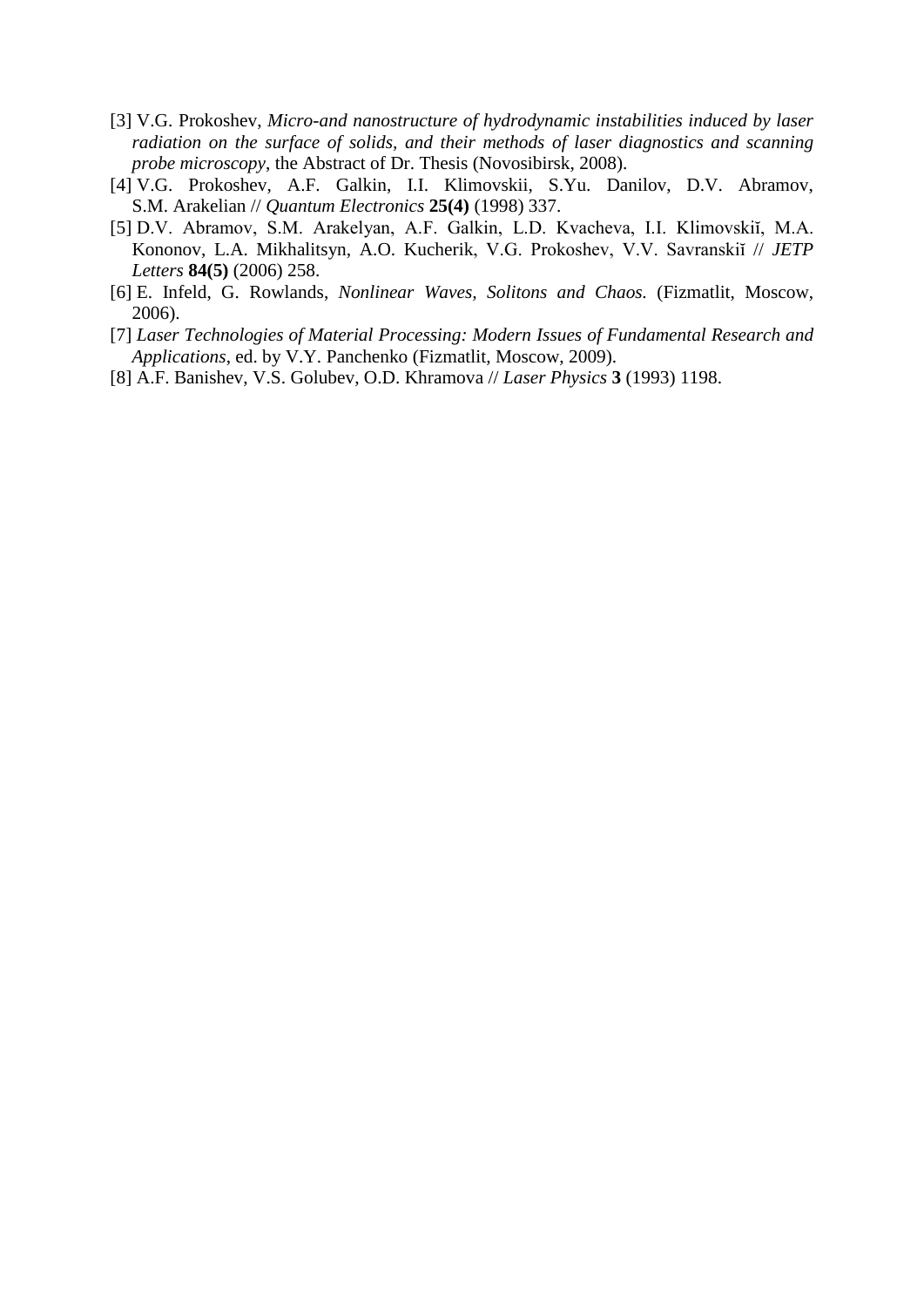[3] V.G. Prokoshev, *Micro-and nanostructure of hydrodynamic instabilities induced by laser radiation on the surface of solids, and their methods of laser diagnostics and scanning probe microscopy*, the Abstract of Dr. Thesis (Novosibirsk, 2008).

[4] V.G. Prokoshev, A.F. Galkin, I.I. Klimovskii, S.Yu. Danilov, D.V. Abramov, S.M. Arakelian // *Quantum Electronics* **25(4)** (1998) 337.

[5] D.V. Abramov, S.M. Arakelyan, A.F. Galkin, L.D. Kvacheva, I.I. Klimovskiĭ, M.A. Kononov, L.A. Mikhalitsyn, A.O. Kucherik, V.G. Prokoshev, V.V. Savranskiĭ // *JETP Letters* **84(5)** (2006) 258.

[6] E. Infeld, G. Rowlands, *Nonlinear Waves, Solitons and Chaos.* (Fizmatlit, Moscow, 2006).

[7] *Laser Technologies of Material Processing: Modern Issues of Fundamental Research and Applications*, ed. by V.Y. Panchenko (Fizmatlit, Moscow, 2009).

[8] A.F. Banishev, V.S. Golubev, O.D. Khramova // *Laser Physics* **3** (1993) 1198.